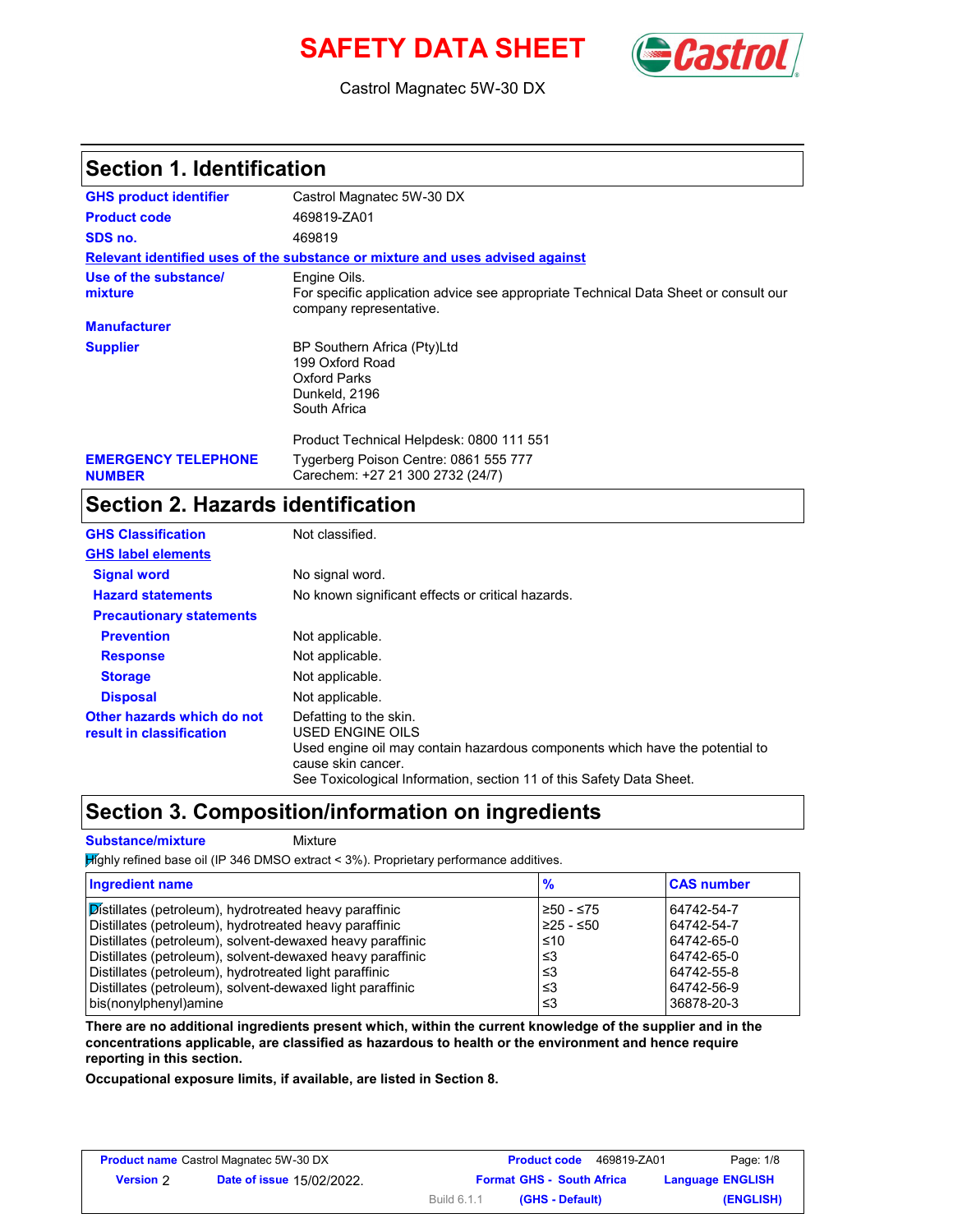# SAFETY DATA SHEET

Castrol Magnatec 5W-30 DX

## Section 1. Identification

| | |
|---|---|
| **GHS product identifier** | Castrol Magnatec 5W-30 DX |
| **Product code** | 469819-ZA01 |
| **SDS no.** | 469819 |

**Relevant identified uses of the substance or mixture and uses advised against**

| | |
|---|---|
| **Use of the substance/ mixture** | Engine Oils. For specific application advice see appropriate Technical Data Sheet or consult our company representative. |
| **Manufacturer** | |
| **Supplier** | BP Southern Africa (Pty)Ltd<br>199 Oxford Road<br>Oxford Parks<br>Dunkeld, 2196<br>South Africa<br><br>Product Technical Helpdesk: 0800 111 551 |
| **EMERGENCY TELEPHONE NUMBER** | Tygerberg Poison Centre: 0861 555 777<br>Carechem: +27 21 300 2732 (24/7) |

## Section 2. Hazards identification

| | |
|---|---|
| **GHS Classification** | Not classified. |

**GHS label elements**

| | |
|---|---|
| **Signal word** | No signal word. |
| **Hazard statements** | No known significant effects or critical hazards. |

**Precautionary statements**

| | |
|---|---|
| **Prevention** | Not applicable. |
| **Response** | Not applicable. |
| **Storage** | Not applicable. |
| **Disposal** | Not applicable. |
| **Other hazards which do not result in classification** | Defatting to the skin.<br>USED ENGINE OILS<br>Used engine oil may contain hazardous components which have the potential to cause skin cancer.<br>See Toxicological Information, section 11 of this Safety Data Sheet. |

## Section 3. Composition/information on ingredients

**Substance/mixture** Mixture

Highly refined base oil (IP 346 DMSO extract < 3%). Proprietary performance additives.

| Ingredient name | % | CAS number |
|---|---|---|
| Distillates (petroleum), hydrotreated heavy paraffinic | ≥50 - ≤75 | 64742-54-7 |
| Distillates (petroleum), hydrotreated heavy paraffinic | ≥25 - ≤50 | 64742-54-7 |
| Distillates (petroleum), solvent-dewaxed heavy paraffinic | ≤10 | 64742-65-0 |
| Distillates (petroleum), solvent-dewaxed heavy paraffinic | ≤3 | 64742-65-0 |
| Distillates (petroleum), hydrotreated light paraffinic | ≤3 | 64742-55-8 |
| Distillates (petroleum), solvent-dewaxed light paraffinic | ≤3 | 64742-56-9 |
| bis(nonylphenyl)amine | ≤3 | 36878-20-3 |

**There are no additional ingredients present which, within the current knowledge of the supplier and in the concentrations applicable, are classified as hazardous to health or the environment and hence require reporting in this section.**

**Occupational exposure limits, if available, are listed in Section 8.**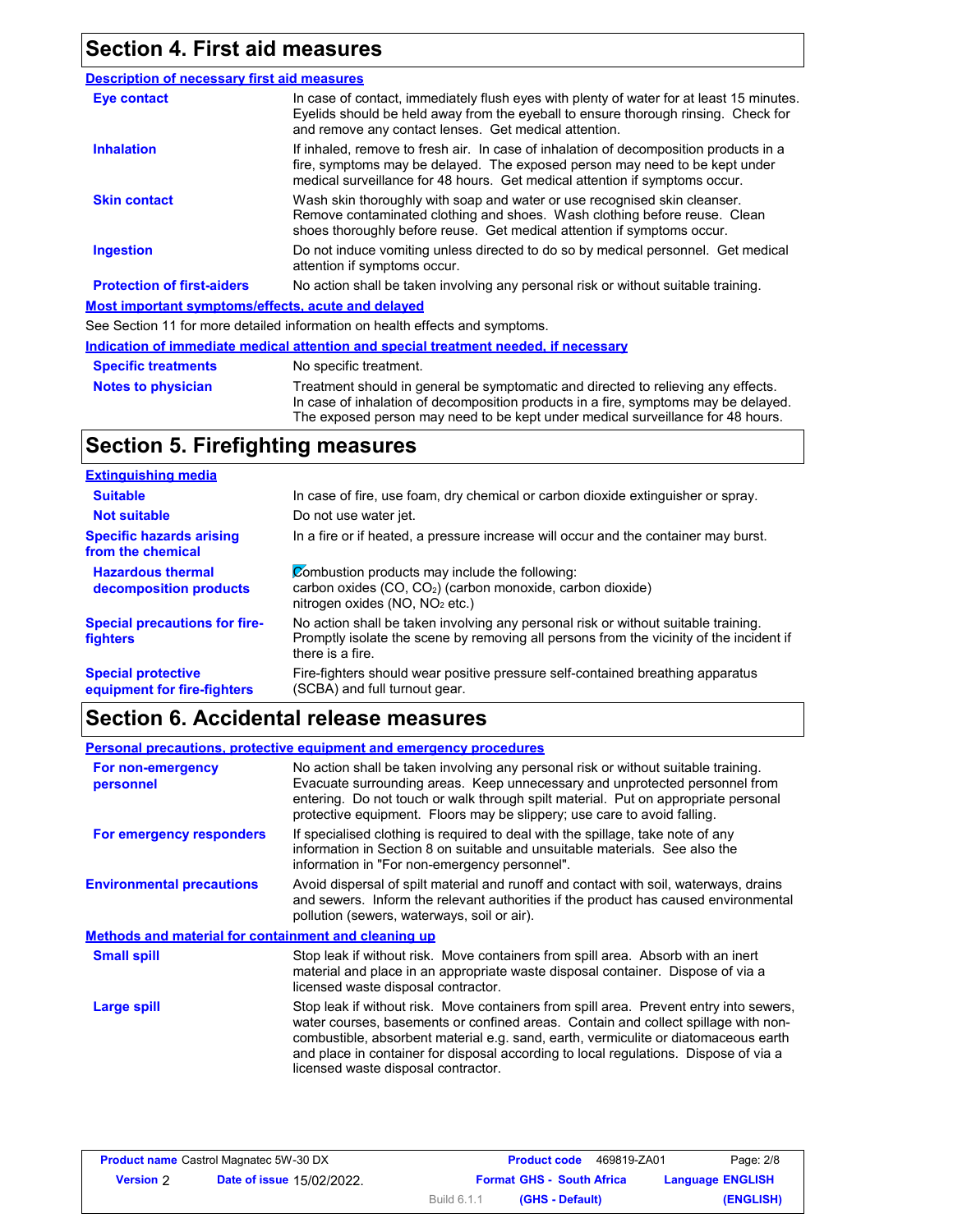## Section 4. First aid measures

### Description of necessary first aid measures

| | |
|---|---|
| **Eye contact** | In case of contact, immediately flush eyes with plenty of water for at least 15 minutes. Eyelids should be held away from the eyeball to ensure thorough rinsing. Check for and remove any contact lenses. Get medical attention. |
| **Inhalation** | If inhaled, remove to fresh air. In case of inhalation of decomposition products in a fire, symptoms may be delayed. The exposed person may need to be kept under medical surveillance for 48 hours. Get medical attention if symptoms occur. |
| **Skin contact** | Wash skin thoroughly with soap and water or use recognised skin cleanser. Remove contaminated clothing and shoes. Wash clothing before reuse. Clean shoes thoroughly before reuse. Get medical attention if symptoms occur. |
| **Ingestion** | Do not induce vomiting unless directed to do so by medical personnel. Get medical attention if symptoms occur. |
| **Protection of first-aiders** | No action shall be taken involving any personal risk or without suitable training. |

### Most important symptoms/effects, acute and delayed

See Section 11 for more detailed information on health effects and symptoms.

### Indication of immediate medical attention and special treatment needed, if necessary

| | |
|---|---|
| **Specific treatments** | No specific treatment. |
| **Notes to physician** | Treatment should in general be symptomatic and directed to relieving any effects. In case of inhalation of decomposition products in a fire, symptoms may be delayed. The exposed person may need to be kept under medical surveillance for 48 hours. |

## Section 5. Firefighting measures

### Extinguishing media

| | |
|---|---|
| **Suitable** | In case of fire, use foam, dry chemical or carbon dioxide extinguisher or spray. |
| **Not suitable** | Do not use water jet. |
| **Specific hazards arising from the chemical** | In a fire or if heated, a pressure increase will occur and the container may burst. |
| **Hazardous thermal decomposition products** | Combustion products may include the following: carbon oxides ($CO$, $CO_2$) (carbon monoxide, carbon dioxide) nitrogen oxides ($NO$, $NO_2$ etc.) |
| **Special precautions for fire-fighters** | No action shall be taken involving any personal risk or without suitable training. Promptly isolate the scene by removing all persons from the vicinity of the incident if there is a fire. |
| **Special protective equipment for fire-fighters** | Fire-fighters should wear positive pressure self-contained breathing apparatus (SCBA) and full turnout gear. |

## Section 6. Accidental release measures

### Personal precautions, protective equipment and emergency procedures

| | |
|---|---|
| **For non-emergency personnel** | No action shall be taken involving any personal risk or without suitable training. Evacuate surrounding areas. Keep unnecessary and unprotected personnel from entering. Do not touch or walk through spilt material. Put on appropriate personal protective equipment. Floors may be slippery; use care to avoid falling. |
| **For emergency responders** | If specialised clothing is required to deal with the spillage, take note of any information in Section 8 on suitable and unsuitable materials. See also the information in "For non-emergency personnel". |
| **Environmental precautions** | Avoid dispersal of spilt material and runoff and contact with soil, waterways, drains and sewers. Inform the relevant authorities if the product has caused environmental pollution (sewers, waterways, soil or air). |

### Methods and material for containment and cleaning up

| | |
|---|---|
| **Small spill** | Stop leak if without risk. Move containers from spill area. Absorb with an inert material and place in an appropriate waste disposal container. Dispose of via a licensed waste disposal contractor. |
| **Large spill** | Stop leak if without risk. Move containers from spill area. Prevent entry into sewers, water courses, basements or confined areas. Contain and collect spillage with non-combustible, absorbent material e.g. sand, earth, vermiculite or diatomaceous earth and place in container for disposal according to local regulations. Dispose of via a licensed waste disposal contractor. |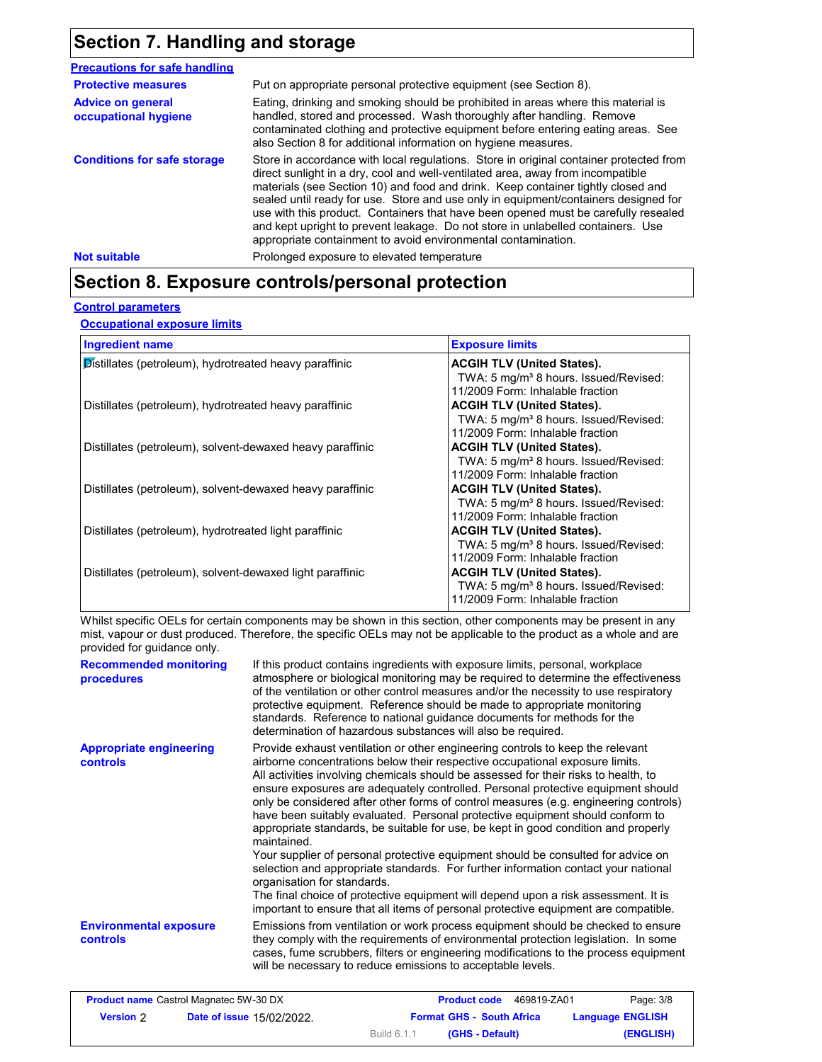## Section 7. Handling and storage

**Precautions for safe handling**

| | |
|---|---|
| **Protective measures** | Put on appropriate personal protective equipment (see Section 8). |
| **Advice on general occupational hygiene** | Eating, drinking and smoking should be prohibited in areas where this material is handled, stored and processed. Wash thoroughly after handling. Remove contaminated clothing and protective equipment before entering eating areas. See also Section 8 for additional information on hygiene measures. |
| **Conditions for safe storage** | Store in accordance with local regulations. Store in original container protected from direct sunlight in a dry, cool and well-ventilated area, away from incompatible materials (see Section 10) and food and drink. Keep container tightly closed and sealed until ready for use. Store and use only in equipment/containers designed for use with this product. Containers that have been opened must be carefully resealed and kept upright to prevent leakage. Do not store in unlabelled containers. Use appropriate containment to avoid environmental contamination. |
| **Not suitable** | Prolonged exposure to elevated temperature |

## Section 8. Exposure controls/personal protection

**Control parameters**

**Occupational exposure limits**

| Ingredient name | Exposure limits |
|---|---|
| Distillates (petroleum), hydrotreated heavy paraffinic | **ACGIH TLV (United States).** TWA: 5 mg/m³ 8 hours. Issued/Revised: 11/2009 Form: Inhalable fraction |
| Distillates (petroleum), hydrotreated heavy paraffinic | **ACGIH TLV (United States).** TWA: 5 mg/m³ 8 hours. Issued/Revised: 11/2009 Form: Inhalable fraction |
| Distillates (petroleum), solvent-dewaxed heavy paraffinic | **ACGIH TLV (United States).** TWA: 5 mg/m³ 8 hours. Issued/Revised: 11/2009 Form: Inhalable fraction |
| Distillates (petroleum), solvent-dewaxed heavy paraffinic | **ACGIH TLV (United States).** TWA: 5 mg/m³ 8 hours. Issued/Revised: 11/2009 Form: Inhalable fraction |
| Distillates (petroleum), hydrotreated light paraffinic | **ACGIH TLV (United States).** TWA: 5 mg/m³ 8 hours. Issued/Revised: 11/2009 Form: Inhalable fraction |
| Distillates (petroleum), solvent-dewaxed light paraffinic | **ACGIH TLV (United States).** TWA: 5 mg/m³ 8 hours. Issued/Revised: 11/2009 Form: Inhalable fraction |

Whilst specific OELs for certain components may be shown in this section, other components may be present in any mist, vapour or dust produced. Therefore, the specific OELs may not be applicable to the product as a whole and are provided for guidance only.

| | |
|---|---|
| **Recommended monitoring procedures** | If this product contains ingredients with exposure limits, personal, workplace atmosphere or biological monitoring may be required to determine the effectiveness of the ventilation or other control measures and/or the necessity to use respiratory protective equipment. Reference should be made to appropriate monitoring standards. Reference to national guidance documents for methods for the determination of hazardous substances will also be required. |
| **Appropriate engineering controls** | Provide exhaust ventilation or other engineering controls to keep the relevant airborne concentrations below their respective occupational exposure limits. All activities involving chemicals should be assessed for their risks to health, to ensure exposures are adequately controlled. Personal protective equipment should only be considered after other forms of control measures (e.g. engineering controls) have been suitably evaluated. Personal protective equipment should conform to appropriate standards, be suitable for use, be kept in good condition and properly maintained. Your supplier of personal protective equipment should be consulted for advice on selection and appropriate standards. For further information contact your national organisation for standards. The final choice of protective equipment will depend upon a risk assessment. It is important to ensure that all items of personal protective equipment are compatible. |
| **Environmental exposure controls** | Emissions from ventilation or work process equipment should be checked to ensure they comply with the requirements of environmental protection legislation. In some cases, fume scrubbers, filters or engineering modifications to the process equipment will be necessary to reduce emissions to acceptable levels. |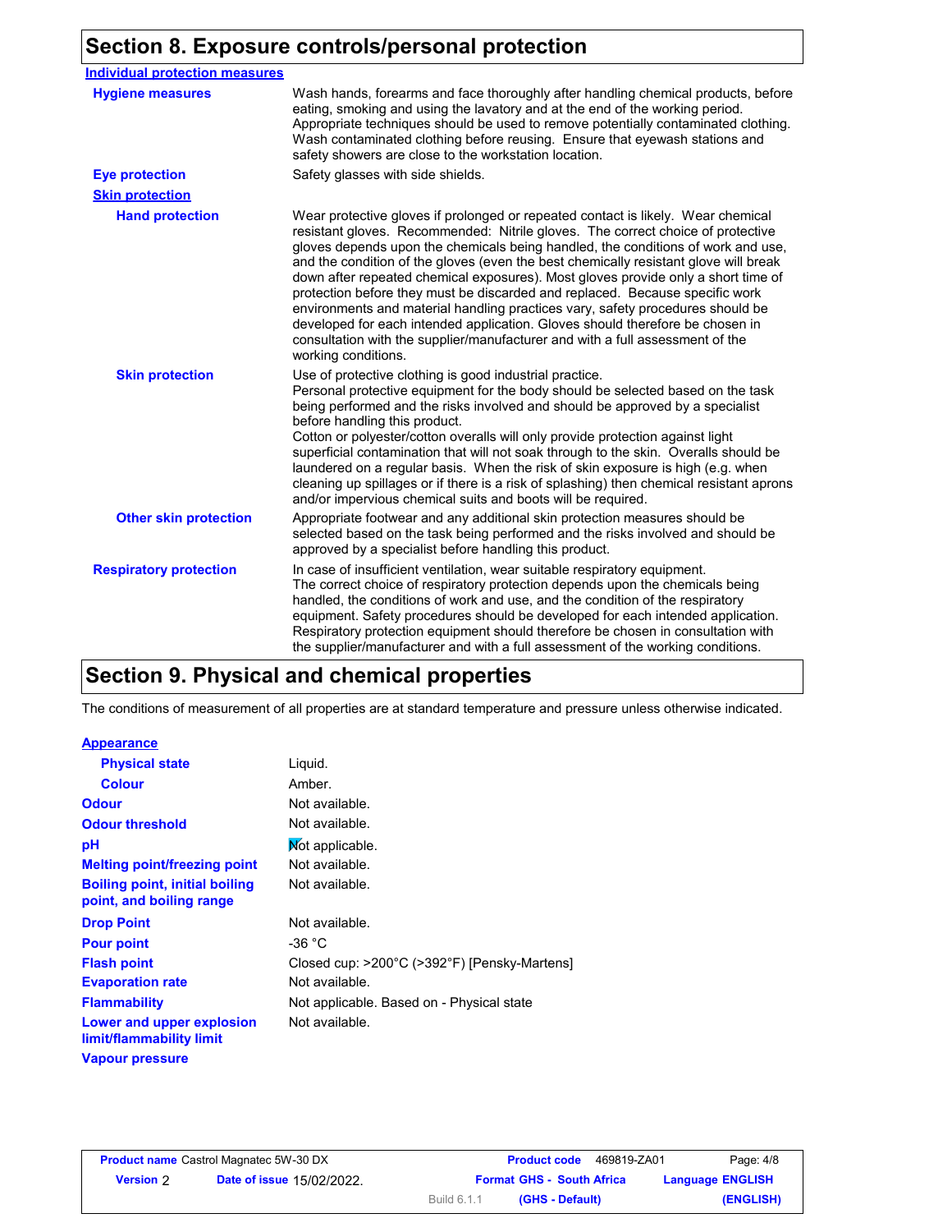## Section 8. Exposure controls/personal protection

**Individual protection measures**

| | |
|---|---|
| **Hygiene measures** | Wash hands, forearms and face thoroughly after handling chemical products, before eating, smoking and using the lavatory and at the end of the working period. Appropriate techniques should be used to remove potentially contaminated clothing. Wash contaminated clothing before reusing. Ensure that eyewash stations and safety showers are close to the workstation location. |
| **Eye protection** | Safety glasses with side shields. |
| **Skin protection** | |
| **Hand protection** | Wear protective gloves if prolonged or repeated contact is likely. Wear chemical resistant gloves. Recommended: Nitrile gloves. The correct choice of protective gloves depends upon the chemicals being handled, the conditions of work and use, and the condition of the gloves (even the best chemically resistant glove will break down after repeated chemical exposures). Most gloves provide only a short time of protection before they must be discarded and replaced. Because specific work environments and material handling practices vary, safety procedures should be developed for each intended application. Gloves should therefore be chosen in consultation with the supplier/manufacturer and with a full assessment of the working conditions. |
| **Skin protection** | Use of protective clothing is good industrial practice. Personal protective equipment for the body should be selected based on the task being performed and the risks involved and should be approved by a specialist before handling this product. Cotton or polyester/cotton overalls will only provide protection against light superficial contamination that will not soak through to the skin. Overalls should be laundered on a regular basis. When the risk of skin exposure is high (e.g. when cleaning up spillages or if there is a risk of splashing) then chemical resistant aprons and/or impervious chemical suits and boots will be required. |
| **Other skin protection** | Appropriate footwear and any additional skin protection measures should be selected based on the task being performed and the risks involved and should be approved by a specialist before handling this product. |
| **Respiratory protection** | In case of insufficient ventilation, wear suitable respiratory equipment. The correct choice of respiratory protection depends upon the chemicals being handled, the conditions of work and use, and the condition of the respiratory equipment. Safety procedures should be developed for each intended application. Respiratory protection equipment should therefore be chosen in consultation with the supplier/manufacturer and with a full assessment of the working conditions. |

## Section 9. Physical and chemical properties

The conditions of measurement of all properties are at standard temperature and pressure unless otherwise indicated.

**Appearance**

| | |
|---|---|
| **Physical state** | Liquid. |
| **Colour** | Amber. |
| **Odour** | Not available. |
| **Odour threshold** | Not available. |
| **pH** | Not applicable. |
| **Melting point/freezing point** | Not available. |
| **Boiling point, initial boiling point, and boiling range** | Not available. |
| **Drop Point** | Not available. |
| **Pour point** | -36 °C |
| **Flash point** | Closed cup: >200°C (>392°F) [Pensky-Martens] |
| **Evaporation rate** | Not available. |
| **Flammability** | Not applicable. Based on - Physical state |
| **Lower and upper explosion limit/flammability limit** | Not available. |
| **Vapour pressure** | |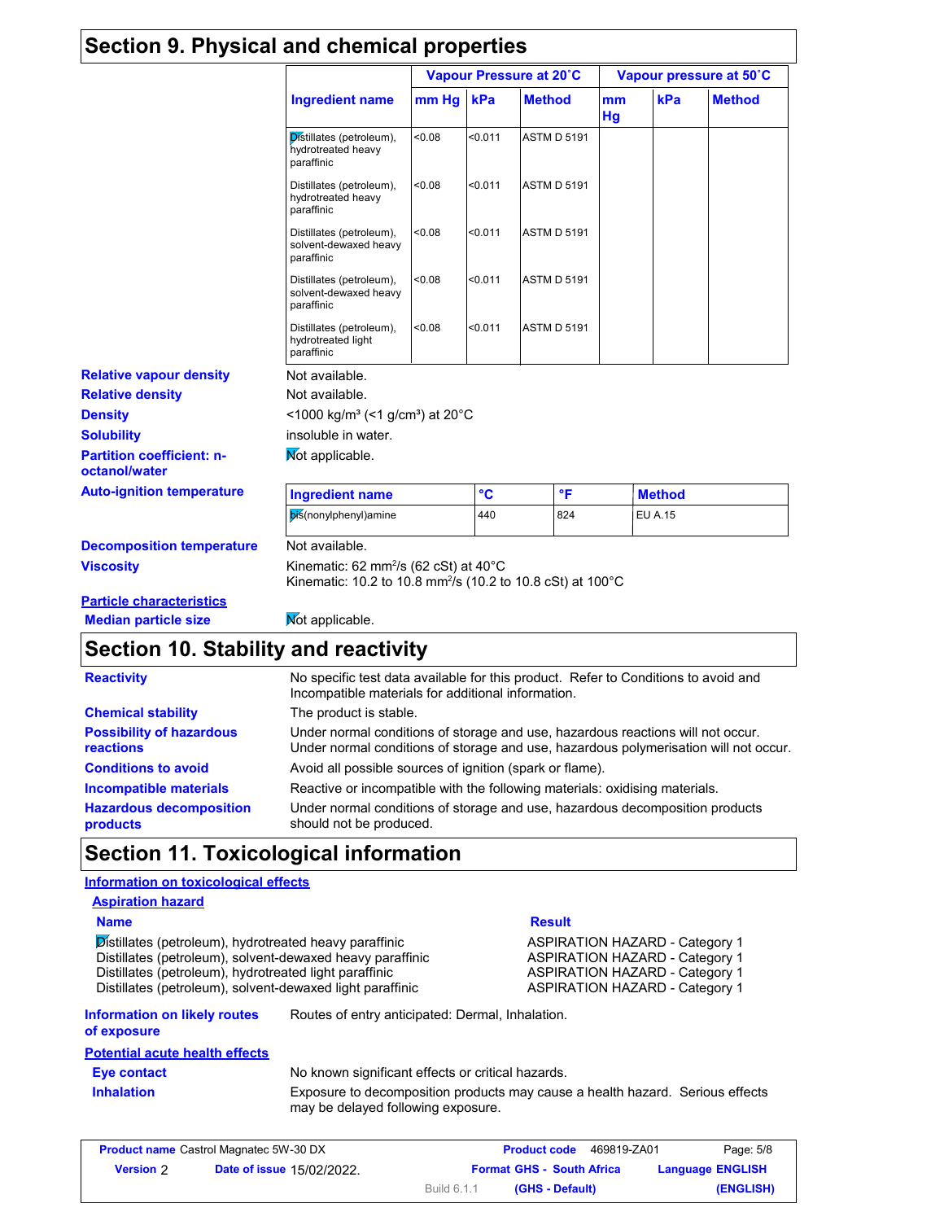## Section 9. Physical and chemical properties

| Ingredient name | Vapour Pressure at 20˚C | | | Vapour pressure at 50˚C | | |
|---|---|---|---|---|---|---|
| | mm Hg | kPa | Method | mm Hg | kPa | Method |
| Distillates (petroleum), hydrotreated heavy paraffinic | <0.08 | <0.011 | ASTM D 5191 | | | |
| Distillates (petroleum), hydrotreated heavy paraffinic | <0.08 | <0.011 | ASTM D 5191 | | | |
| Distillates (petroleum), solvent-dewaxed heavy paraffinic | <0.08 | <0.011 | ASTM D 5191 | | | |
| Distillates (petroleum), solvent-dewaxed heavy paraffinic | <0.08 | <0.011 | ASTM D 5191 | | | |
| Distillates (petroleum), hydrotreated light paraffinic | <0.08 | <0.011 | ASTM D 5191 | | | |

**Relative vapour density**: Not available.

**Relative density**: Not available.

**Density**: <1000 kg/m³ (<1 g/cm³) at 20°C

**Solubility**: insoluble in water.

**Partition coefficient: n-octanol/water**: Not applicable.

**Auto-ignition temperature**:

| Ingredient name | °C | °F | Method |
|---|---|---|---|
| bis(nonylphenyl)amine | 440 | 824 | EU A.15 |

**Decomposition temperature**: Not available.

**Viscosity**: Kinematic: 62 mm²/s (62 cSt) at 40°C
Kinematic: 10.2 to 10.8 mm²/s (10.2 to 10.8 cSt) at 100°C

**Particle characteristics**

**Median particle size**: Not applicable.

## Section 10. Stability and reactivity

**Reactivity**: No specific test data available for this product. Refer to Conditions to avoid and Incompatible materials for additional information.

**Chemical stability**: The product is stable.

**Possibility of hazardous reactions**: Under normal conditions of storage and use, hazardous reactions will not occur. Under normal conditions of storage and use, hazardous polymerisation will not occur.

**Conditions to avoid**: Avoid all possible sources of ignition (spark or flame).

**Incompatible materials**: Reactive or incompatible with the following materials: oxidising materials.

**Hazardous decomposition products**: Under normal conditions of storage and use, hazardous decomposition products should not be produced.

## Section 11. Toxicological information

**Information on toxicological effects**

**Aspiration hazard**

| Name | Result |
|---|---|
| Distillates (petroleum), hydrotreated heavy paraffinic | ASPIRATION HAZARD - Category 1 |
| Distillates (petroleum), solvent-dewaxed heavy paraffinic | ASPIRATION HAZARD - Category 1 |
| Distillates (petroleum), hydrotreated light paraffinic | ASPIRATION HAZARD - Category 1 |
| Distillates (petroleum), solvent-dewaxed light paraffinic | ASPIRATION HAZARD - Category 1 |

**Information on likely routes of exposure**: Routes of entry anticipated: Dermal, Inhalation.

**Potential acute health effects**

**Eye contact**: No known significant effects or critical hazards.

**Inhalation**: Exposure to decomposition products may cause a health hazard. Serious effects may be delayed following exposure.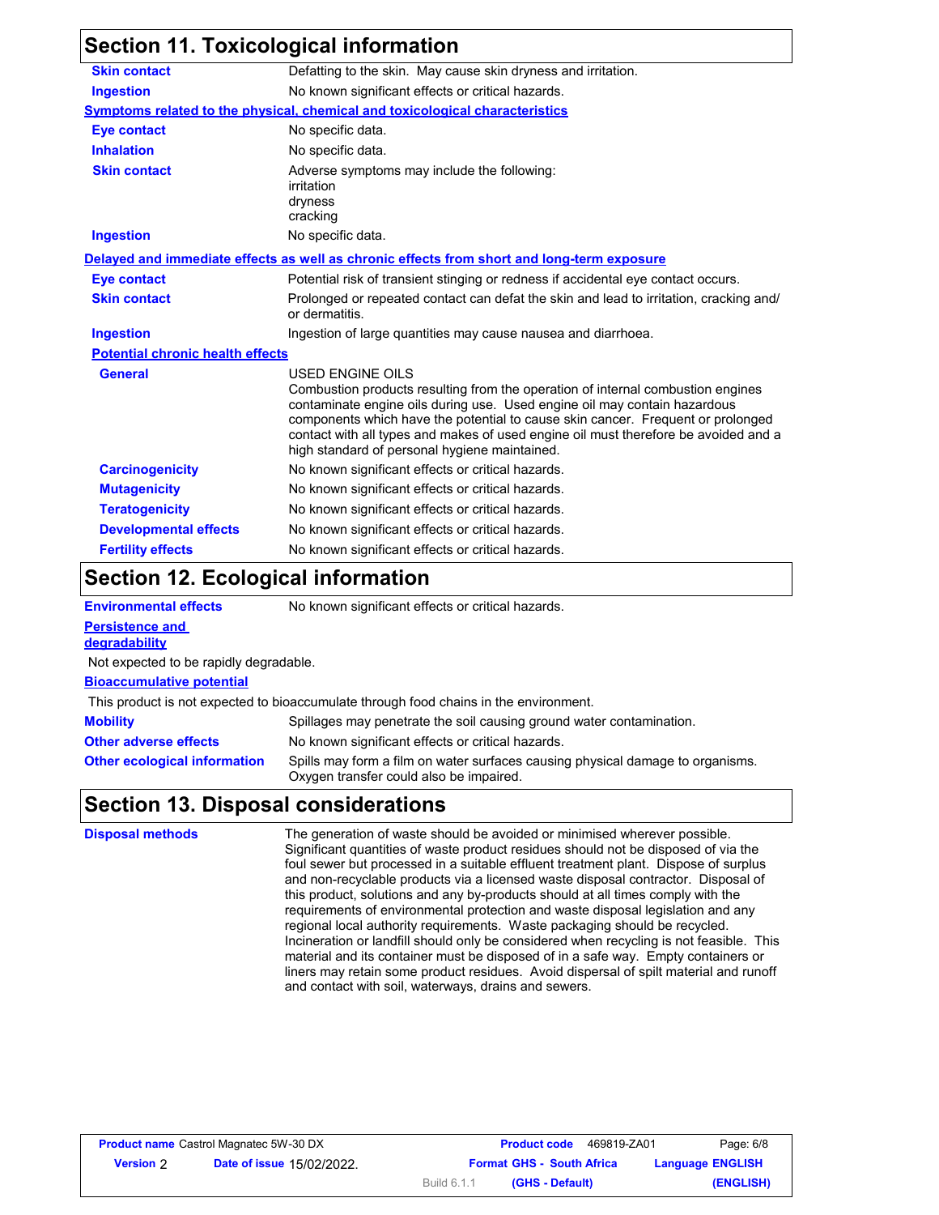## Section 11. Toxicological information

| | |
|---|---|
| **Skin contact** | Defatting to the skin. May cause skin dryness and irritation. |
| **Ingestion** | No known significant effects or critical hazards. |

**Symptoms related to the physical, chemical and toxicological characteristics**

| | |
|---|---|
| **Eye contact** | No specific data. |
| **Inhalation** | No specific data. |
| **Skin contact** | Adverse symptoms may include the following: irritation dryness cracking |
| **Ingestion** | No specific data. |

**Delayed and immediate effects as well as chronic effects from short and long-term exposure**

| | |
|---|---|
| **Eye contact** | Potential risk of transient stinging or redness if accidental eye contact occurs. |
| **Skin contact** | Prolonged or repeated contact can defat the skin and lead to irritation, cracking and/or dermatitis. |
| **Ingestion** | Ingestion of large quantities may cause nausea and diarrhoea. |

**Potential chronic health effects**

| | |
|---|---|
| **General** | USED ENGINE OILS Combustion products resulting from the operation of internal combustion engines contaminate engine oils during use. Used engine oil may contain hazardous components which have the potential to cause skin cancer. Frequent or prolonged contact with all types and makes of used engine oil must therefore be avoided and a high standard of personal hygiene maintained. |
| **Carcinogenicity** | No known significant effects or critical hazards. |
| **Mutagenicity** | No known significant effects or critical hazards. |
| **Teratogenicity** | No known significant effects or critical hazards. |
| **Developmental effects** | No known significant effects or critical hazards. |
| **Fertility effects** | No known significant effects or critical hazards. |

## Section 12. Ecological information

**Environmental effects** No known significant effects or critical hazards.

**Persistence and degradability**

Not expected to be rapidly degradable.

**Bioaccumulative potential**

This product is not expected to bioaccumulate through food chains in the environment.

| | |
|---|---|
| **Mobility** | Spillages may penetrate the soil causing ground water contamination. |
| **Other adverse effects** | No known significant effects or critical hazards. |
| **Other ecological information** | Spills may form a film on water surfaces causing physical damage to organisms. Oxygen transfer could also be impaired. |

## Section 13. Disposal considerations

**Disposal methods** The generation of waste should be avoided or minimised wherever possible. Significant quantities of waste product residues should not be disposed of via the foul sewer but processed in a suitable effluent treatment plant. Dispose of surplus and non-recyclable products via a licensed waste disposal contractor. Disposal of this product, solutions and any by-products should at all times comply with the requirements of environmental protection and waste disposal legislation and any regional local authority requirements. Waste packaging should be recycled. Incineration or landfill should only be considered when recycling is not feasible. This material and its container must be disposed of in a safe way. Empty containers or liners may retain some product residues. Avoid dispersal of spilt material and runoff and contact with soil, waterways, drains and sewers.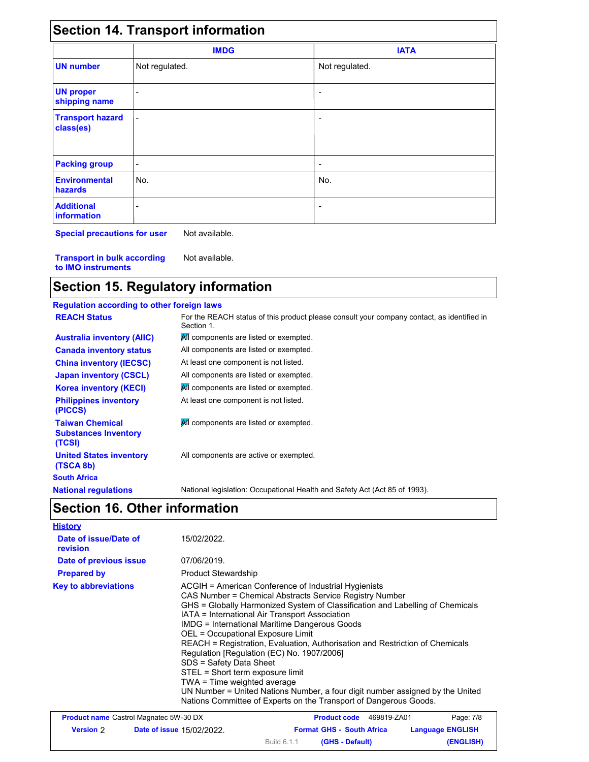## Section 14. Transport information

| | IMDG | IATA |
|---|---|---|
| **UN number** | Not regulated. | Not regulated. |
| **UN proper shipping name** | - | - |
| **Transport hazard class(es)** | - | - |
| **Packing group** | - | - |
| **Environmental hazards** | No. | No. |
| **Additional information** | - | - |

**Special precautions for user** Not available.

**Transport in bulk according to IMO instruments** Not available.

## Section 15. Regulatory information

**Regulation according to other foreign laws**

| | |
|---|---|
| **REACH Status** | For the REACH status of this product please consult your company contact, as identified in Section 1. |
| **Australia inventory (AIIC)** | All components are listed or exempted. |
| **Canada inventory status** | All components are listed or exempted. |
| **China inventory (IECSC)** | At least one component is not listed. |
| **Japan inventory (CSCL)** | All components are listed or exempted. |
| **Korea inventory (KECI)** | All components are listed or exempted. |
| **Philippines inventory (PICCS)** | At least one component is not listed. |
| **Taiwan Chemical Substances Inventory (TCSI)** | All components are listed or exempted. |
| **United States inventory (TSCA 8b)** | All components are active or exempted. |

**South Africa**

**National regulations** National legislation: Occupational Health and Safety Act (Act 85 of 1993).

## Section 16. Other information

**History**

| | |
|---|---|
| **Date of issue/Date of revision** | 15/02/2022. |
| **Date of previous issue** | 07/06/2019. |
| **Prepared by** | Product Stewardship |

**Key to abbreviations**

ACGIH = American Conference of Industrial Hygienists
CAS Number = Chemical Abstracts Service Registry Number
GHS = Globally Harmonized System of Classification and Labelling of Chemicals
IATA = International Air Transport Association
IMDG = International Maritime Dangerous Goods
OEL = Occupational Exposure Limit
REACH = Registration, Evaluation, Authorisation and Restriction of Chemicals Regulation [Regulation (EC) No. 1907/2006]
SDS = Safety Data Sheet
STEL = Short term exposure limit
TWA = Time weighted average
UN Number = United Nations Number, a four digit number assigned by the United Nations Committee of Experts on the Transport of Dangerous Goods.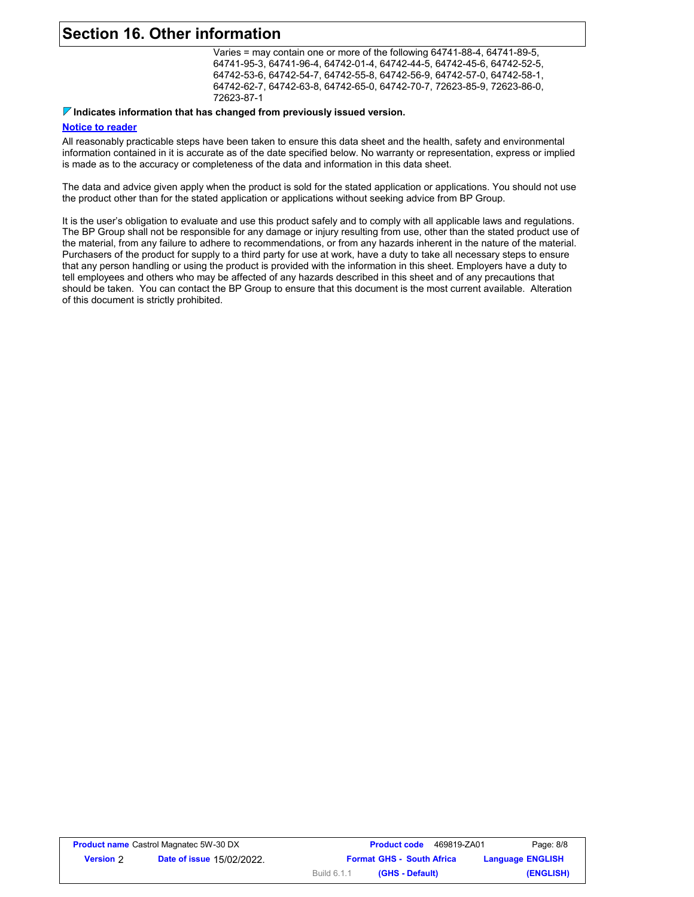# Section 16. Other information

Varies = may contain one or more of the following 64741-88-4, 64741-89-5, 64741-95-3, 64741-96-4, 64742-01-4, 64742-44-5, 64742-45-6, 64742-52-5, 64742-53-6, 64742-54-7, 64742-55-8, 64742-56-9, 64742-57-0, 64742-58-1, 64742-62-7, 64742-63-8, 64742-65-0, 64742-70-7, 72623-85-9, 72623-86-0, 72623-87-1

**Indicates information that has changed from previously issued version.**

**Notice to reader**

All reasonably practicable steps have been taken to ensure this data sheet and the health, safety and environmental information contained in it is accurate as of the date specified below. No warranty or representation, express or implied is made as to the accuracy or completeness of the data and information in this data sheet.

The data and advice given apply when the product is sold for the stated application or applications. You should not use the product other than for the stated application or applications without seeking advice from BP Group.

It is the user's obligation to evaluate and use this product safely and to comply with all applicable laws and regulations. The BP Group shall not be responsible for any damage or injury resulting from use, other than the stated product use of the material, from any failure to adhere to recommendations, or from any hazards inherent in the nature of the material. Purchasers of the product for supply to a third party for use at work, have a duty to take all necessary steps to ensure that any person handling or using the product is provided with the information in this sheet. Employers have a duty to tell employees and others who may be affected of any hazards described in this sheet and of any precautions that should be taken. You can contact the BP Group to ensure that this document is the most current available. Alteration of this document is strictly prohibited.